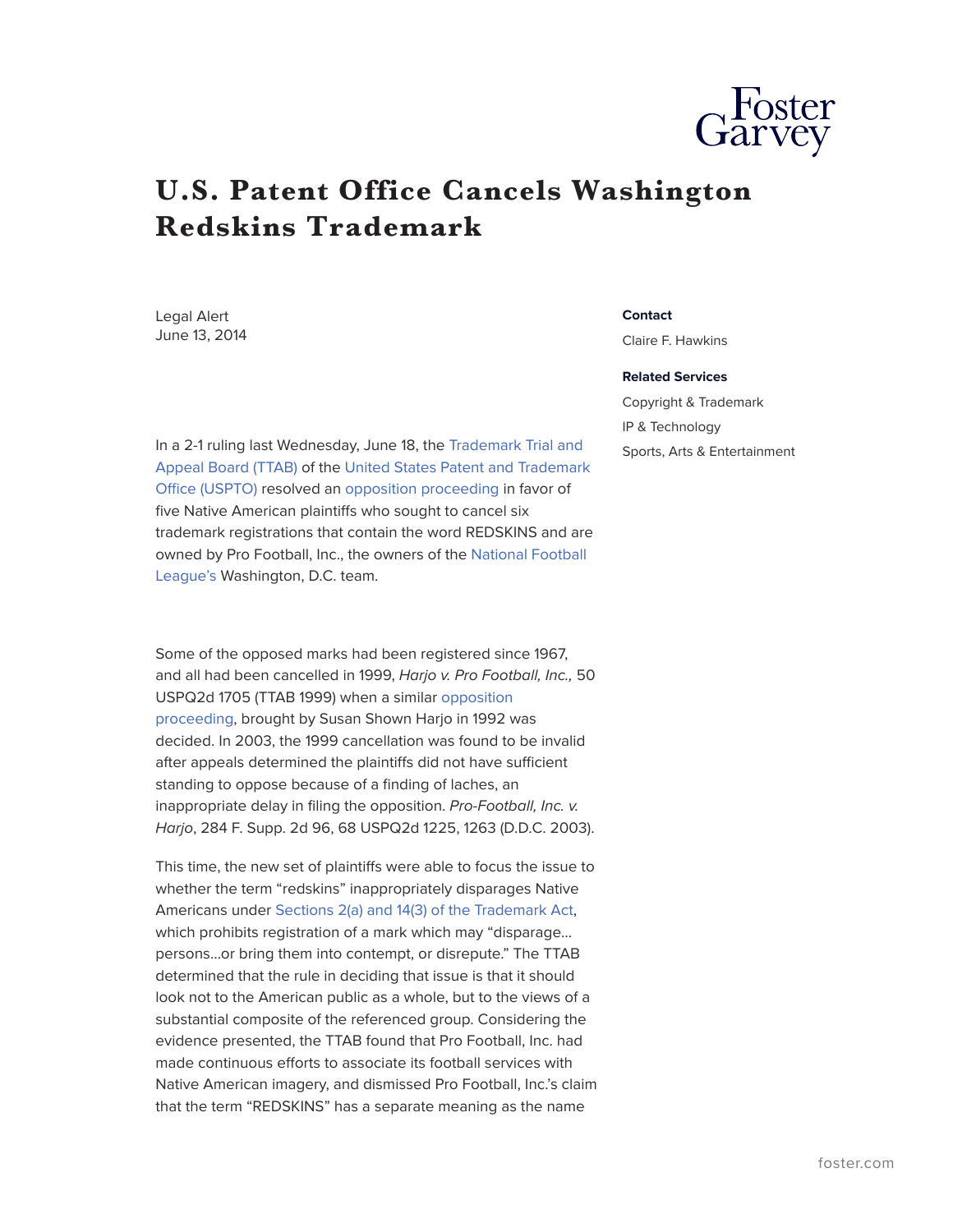# U.S. Patent Office Cancels Washington Redskins Trademark

Legal Alert
June 13, 2014

**Contact**

Claire F. Hawkins

**Related Services**

Copyright & Trademark

IP & Technology

Sports, Arts & Entertainment

In a 2-1 ruling last Wednesday, June 18, the Trademark Trial and Appeal Board (TTAB) of the United States Patent and Trademark Office (USPTO) resolved an opposition proceeding in favor of five Native American plaintiffs who sought to cancel six trademark registrations that contain the word REDSKINS and are owned by Pro Football, Inc., the owners of the National Football League's Washington, D.C. team.

Some of the opposed marks had been registered since 1967, and all had been cancelled in 1999, *Harjo v. Pro Football, Inc.,* 50 USPQ2d 1705 (TTAB 1999) when a similar opposition proceeding, brought by Susan Shown Harjo in 1992 was decided. In 2003, the 1999 cancellation was found to be invalid after appeals determined the plaintiffs did not have sufficient standing to oppose because of a finding of laches, an inappropriate delay in filing the opposition. *Pro-Football, Inc. v. Harjo*, 284 F. Supp. 2d 96, 68 USPQ2d 1225, 1263 (D.D.C. 2003).

This time, the new set of plaintiffs were able to focus the issue to whether the term "redskins" inappropriately disparages Native Americans under Sections 2(a) and 14(3) of the Trademark Act, which prohibits registration of a mark which may "disparage... persons...or bring them into contempt, or disrepute." The TTAB determined that the rule in deciding that issue is that it should look not to the American public as a whole, but to the views of a substantial composite of the referenced group. Considering the evidence presented, the TTAB found that Pro Football, Inc. had made continuous efforts to associate its football services with Native American imagery, and dismissed Pro Football, Inc.'s claim that the term "REDSKINS" has a separate meaning as the name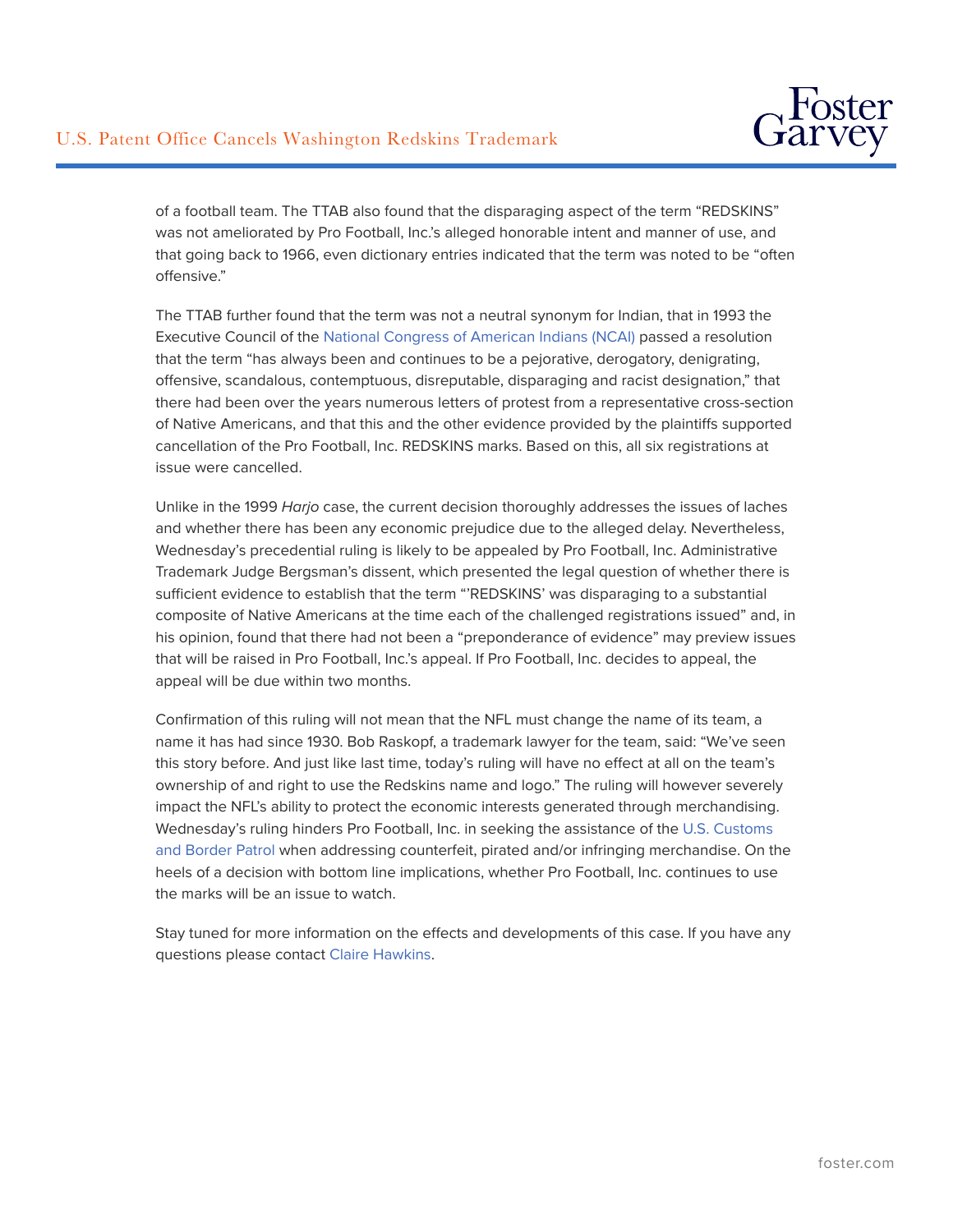of a football team. The TTAB also found that the disparaging aspect of the term "REDSKINS" was not ameliorated by Pro Football, Inc.'s alleged honorable intent and manner of use, and that going back to 1966, even dictionary entries indicated that the term was noted to be "often offensive."

The TTAB further found that the term was not a neutral synonym for Indian, that in 1993 the Executive Council of the National Congress of American Indians (NCAI) passed a resolution that the term "has always been and continues to be a pejorative, derogatory, denigrating, offensive, scandalous, contemptuous, disreputable, disparaging and racist designation," that there had been over the years numerous letters of protest from a representative cross-section of Native Americans, and that this and the other evidence provided by the plaintiffs supported cancellation of the Pro Football, Inc. REDSKINS marks. Based on this, all six registrations at issue were cancelled.

Unlike in the 1999 *Harjo* case, the current decision thoroughly addresses the issues of laches and whether there has been any economic prejudice due to the alleged delay. Nevertheless, Wednesday's precedential ruling is likely to be appealed by Pro Football, Inc. Administrative Trademark Judge Bergsman's dissent, which presented the legal question of whether there is sufficient evidence to establish that the term "'REDSKINS' was disparaging to a substantial composite of Native Americans at the time each of the challenged registrations issued" and, in his opinion, found that there had not been a "preponderance of evidence" may preview issues that will be raised in Pro Football, Inc.'s appeal. If Pro Football, Inc. decides to appeal, the appeal will be due within two months.

Confirmation of this ruling will not mean that the NFL must change the name of its team, a name it has had since 1930. Bob Raskopf, a trademark lawyer for the team, said: "We've seen this story before. And just like last time, today's ruling will have no effect at all on the team's ownership of and right to use the Redskins name and logo." The ruling will however severely impact the NFL's ability to protect the economic interests generated through merchandising. Wednesday's ruling hinders Pro Football, Inc. in seeking the assistance of the U.S. Customs and Border Patrol when addressing counterfeit, pirated and/or infringing merchandise. On the heels of a decision with bottom line implications, whether Pro Football, Inc. continues to use the marks will be an issue to watch.

Stay tuned for more information on the effects and developments of this case. If you have any questions please contact Claire Hawkins.